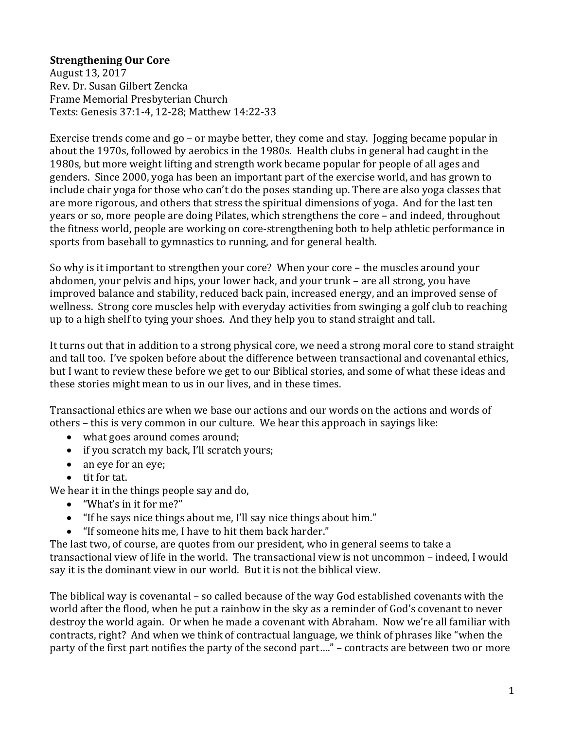**Strengthening Our Core**
August 13, 2017
Rev. Dr. Susan Gilbert Zencka
Frame Memorial Presbyterian Church
Texts: Genesis 37:1-4, 12-28; Matthew 14:22-33

Exercise trends come and go – or maybe better, they come and stay. Jogging became popular in about the 1970s, followed by aerobics in the 1980s. Health clubs in general had caught in the 1980s, but more weight lifting and strength work became popular for people of all ages and genders. Since 2000, yoga has been an important part of the exercise world, and has grown to include chair yoga for those who can't do the poses standing up. There are also yoga classes that are more rigorous, and others that stress the spiritual dimensions of yoga. And for the last ten years or so, more people are doing Pilates, which strengthens the core – and indeed, throughout the fitness world, people are working on core-strengthening both to help athletic performance in sports from baseball to gymnastics to running, and for general health.

So why is it important to strengthen your core? When your core – the muscles around your abdomen, your pelvis and hips, your lower back, and your trunk – are all strong, you have improved balance and stability, reduced back pain, increased energy, and an improved sense of wellness. Strong core muscles help with everyday activities from swinging a golf club to reaching up to a high shelf to tying your shoes. And they help you to stand straight and tall.

It turns out that in addition to a strong physical core, we need a strong moral core to stand straight and tall too. I've spoken before about the difference between transactional and covenantal ethics, but I want to review these before we get to our Biblical stories, and some of what these ideas and these stories might mean to us in our lives, and in these times.

Transactional ethics are when we base our actions and our words on the actions and words of others – this is very common in our culture. We hear this approach in sayings like:

- what goes around comes around;
- if you scratch my back, I'll scratch yours;
- an eye for an eye;
- tit for tat.

We hear it in the things people say and do,

- "What's in it for me?"
- "If he says nice things about me, I'll say nice things about him."
- "If someone hits me, I have to hit them back harder."

The last two, of course, are quotes from our president, who in general seems to take a transactional view of life in the world. The transactional view is not uncommon – indeed, I would say it is the dominant view in our world. But it is not the biblical view.

The biblical way is covenantal – so called because of the way God established covenants with the world after the flood, when he put a rainbow in the sky as a reminder of God's covenant to never destroy the world again. Or when he made a covenant with Abraham. Now we're all familiar with contracts, right? And when we think of contractual language, we think of phrases like "when the party of the first part notifies the party of the second part…." – contracts are between two or more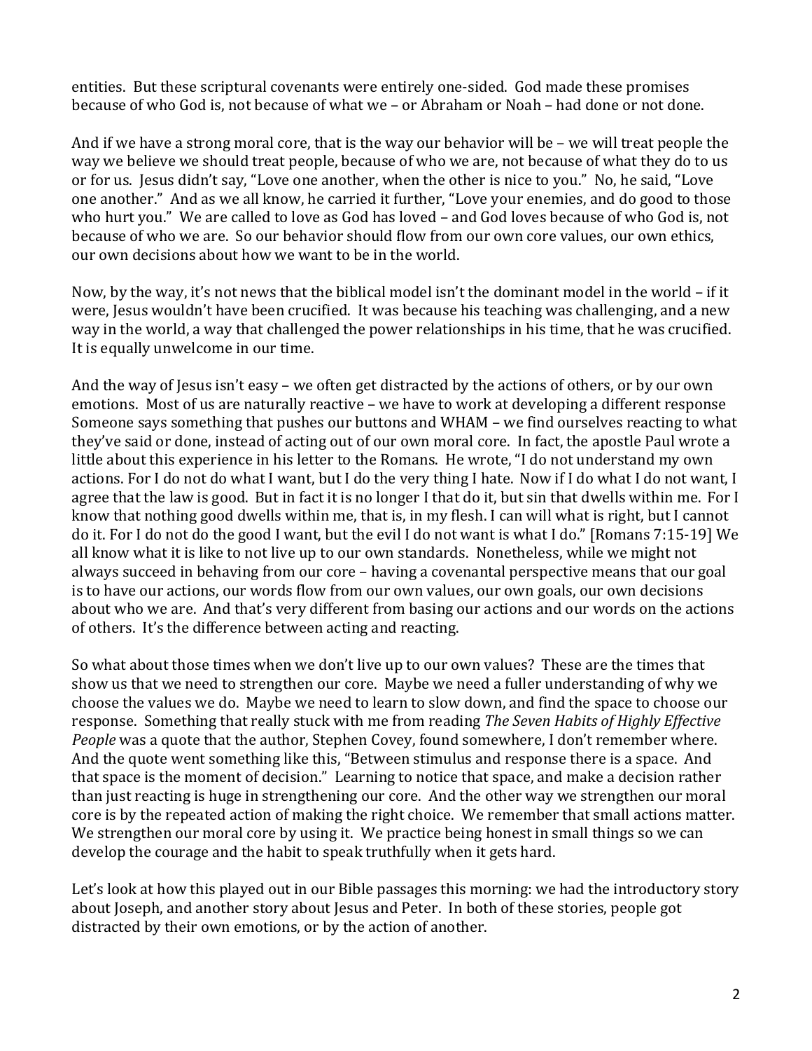entities. But these scriptural covenants were entirely one-sided. God made these promises because of who God is, not because of what we – or Abraham or Noah – had done or not done.

And if we have a strong moral core, that is the way our behavior will be – we will treat people the way we believe we should treat people, because of who we are, not because of what they do to us or for us. Jesus didn't say, "Love one another, when the other is nice to you." No, he said, "Love one another." And as we all know, he carried it further, "Love your enemies, and do good to those who hurt you." We are called to love as God has loved – and God loves because of who God is, not because of who we are. So our behavior should flow from our own core values, our own ethics, our own decisions about how we want to be in the world.

Now, by the way, it's not news that the biblical model isn't the dominant model in the world – if it were, Jesus wouldn't have been crucified. It was because his teaching was challenging, and a new way in the world, a way that challenged the power relationships in his time, that he was crucified. It is equally unwelcome in our time.

And the way of Jesus isn't easy – we often get distracted by the actions of others, or by our own emotions. Most of us are naturally reactive – we have to work at developing a different response Someone says something that pushes our buttons and WHAM – we find ourselves reacting to what they've said or done, instead of acting out of our own moral core. In fact, the apostle Paul wrote a little about this experience in his letter to the Romans. He wrote, "I do not understand my own actions. For I do not do what I want, but I do the very thing I hate. Now if I do what I do not want, I agree that the law is good. But in fact it is no longer I that do it, but sin that dwells within me. For I know that nothing good dwells within me, that is, in my flesh. I can will what is right, but I cannot do it. For I do not do the good I want, but the evil I do not want is what I do." [Romans 7:15-19] We all know what it is like to not live up to our own standards. Nonetheless, while we might not always succeed in behaving from our core – having a covenantal perspective means that our goal is to have our actions, our words flow from our own values, our own goals, our own decisions about who we are. And that's very different from basing our actions and our words on the actions of others. It's the difference between acting and reacting.

So what about those times when we don't live up to our own values? These are the times that show us that we need to strengthen our core. Maybe we need a fuller understanding of why we choose the values we do. Maybe we need to learn to slow down, and find the space to choose our response. Something that really stuck with me from reading *The Seven Habits of Highly Effective People* was a quote that the author, Stephen Covey, found somewhere, I don't remember where. And the quote went something like this, "Between stimulus and response there is a space. And that space is the moment of decision." Learning to notice that space, and make a decision rather than just reacting is huge in strengthening our core. And the other way we strengthen our moral core is by the repeated action of making the right choice. We remember that small actions matter. We strengthen our moral core by using it. We practice being honest in small things so we can develop the courage and the habit to speak truthfully when it gets hard.

Let's look at how this played out in our Bible passages this morning: we had the introductory story about Joseph, and another story about Jesus and Peter. In both of these stories, people got distracted by their own emotions, or by the action of another.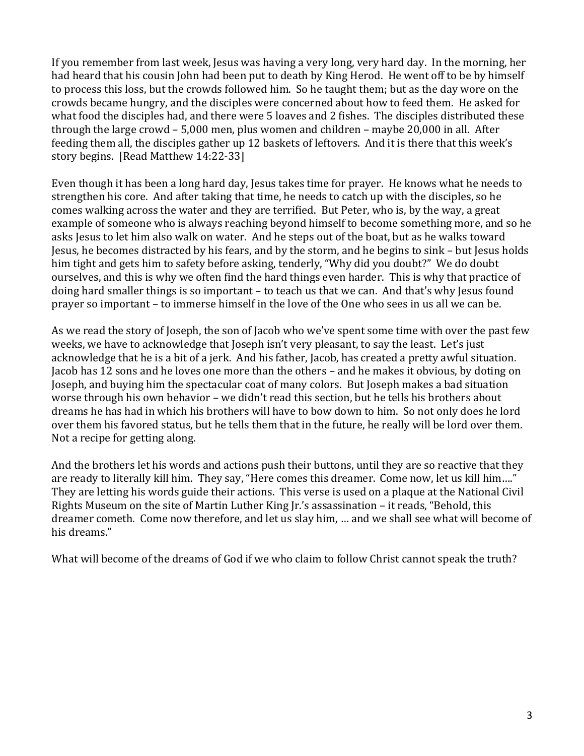If you remember from last week, Jesus was having a very long, very hard day. In the morning, her had heard that his cousin John had been put to death by King Herod. He went off to be by himself to process this loss, but the crowds followed him. So he taught them; but as the day wore on the crowds became hungry, and the disciples were concerned about how to feed them. He asked for what food the disciples had, and there were 5 loaves and 2 fishes. The disciples distributed these through the large crowd – 5,000 men, plus women and children – maybe 20,000 in all. After feeding them all, the disciples gather up 12 baskets of leftovers. And it is there that this week's story begins. [Read Matthew 14:22-33]

Even though it has been a long hard day, Jesus takes time for prayer. He knows what he needs to strengthen his core. And after taking that time, he needs to catch up with the disciples, so he comes walking across the water and they are terrified. But Peter, who is, by the way, a great example of someone who is always reaching beyond himself to become something more, and so he asks Jesus to let him also walk on water. And he steps out of the boat, but as he walks toward Jesus, he becomes distracted by his fears, and by the storm, and he begins to sink – but Jesus holds him tight and gets him to safety before asking, tenderly, "Why did you doubt?" We do doubt ourselves, and this is why we often find the hard things even harder. This is why that practice of doing hard smaller things is so important – to teach us that we can. And that's why Jesus found prayer so important – to immerse himself in the love of the One who sees in us all we can be.

As we read the story of Joseph, the son of Jacob who we've spent some time with over the past few weeks, we have to acknowledge that Joseph isn't very pleasant, to say the least. Let's just acknowledge that he is a bit of a jerk. And his father, Jacob, has created a pretty awful situation. Jacob has 12 sons and he loves one more than the others – and he makes it obvious, by doting on Joseph, and buying him the spectacular coat of many colors. But Joseph makes a bad situation worse through his own behavior – we didn't read this section, but he tells his brothers about dreams he has had in which his brothers will have to bow down to him. So not only does he lord over them his favored status, but he tells them that in the future, he really will be lord over them. Not a recipe for getting along.

And the brothers let his words and actions push their buttons, until they are so reactive that they are ready to literally kill him. They say, "Here comes this dreamer. Come now, let us kill him…." They are letting his words guide their actions. This verse is used on a plaque at the National Civil Rights Museum on the site of Martin Luther King Jr.'s assassination – it reads, "Behold, this dreamer cometh. Come now therefore, and let us slay him, … and we shall see what will become of his dreams."

What will become of the dreams of God if we who claim to follow Christ cannot speak the truth?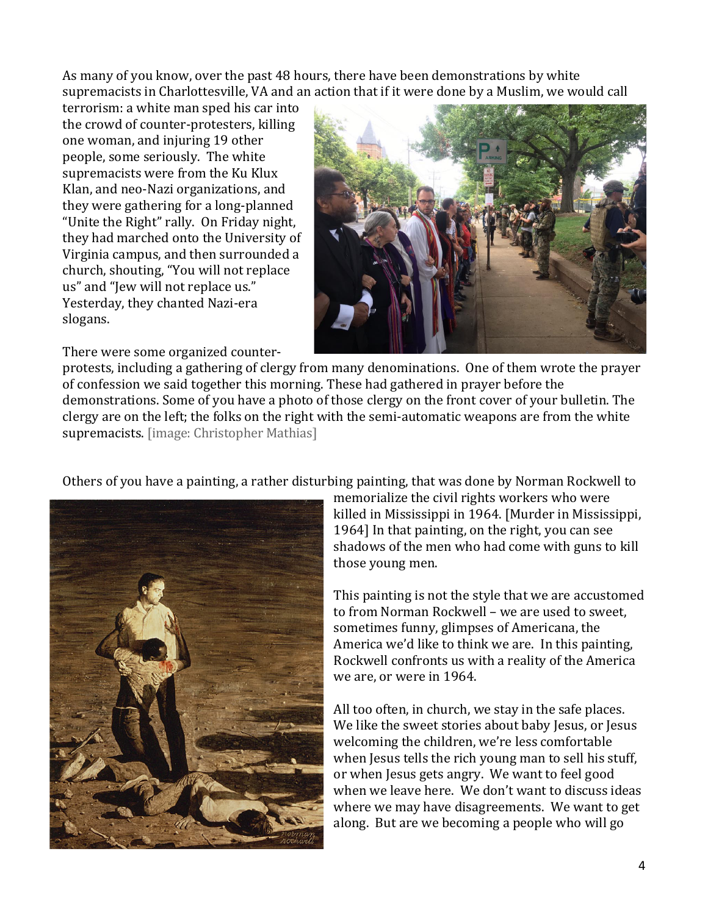As many of you know, over the past 48 hours, there have been demonstrations by white supremacists in Charlottesville, VA and an action that if it were done by a Muslim, we would call terrorism: a white man sped his car into the crowd of counter-protesters, killing one woman, and injuring 19 other people, some seriously. The white supremacists were from the Ku Klux Klan, and neo-Nazi organizations, and they were gathering for a long-planned "Unite the Right" rally. On Friday night, they had marched onto the University of Virginia campus, and then surrounded a church, shouting, "You will not replace us" and "Jew will not replace us." Yesterday, they chanted Nazi-era slogans.

There were some organized counter-protests, including a gathering of clergy from many denominations. One of them wrote the prayer of confession we said together this morning. These had gathered in prayer before the demonstrations. Some of you have a photo of those clergy on the front cover of your bulletin. The clergy are on the left; the folks on the right with the semi-automatic weapons are from the white supremacists. [image: Christopher Mathias]

Others of you have a painting, a rather disturbing painting, that was done by Norman Rockwell to memorialize the civil rights workers who were killed in Mississippi in 1964. [Murder in Mississippi, 1964] In that painting, on the right, you can see shadows of the men who had come with guns to kill those young men.

This painting is not the style that we are accustomed to from Norman Rockwell – we are used to sweet, sometimes funny, glimpses of Americana, the America we'd like to think we are. In this painting, Rockwell confronts us with a reality of the America we are, or were in 1964.

All too often, in church, we stay in the safe places. We like the sweet stories about baby Jesus, or Jesus welcoming the children, we're less comfortable when Jesus tells the rich young man to sell his stuff, or when Jesus gets angry. We want to feel good when we leave here. We don't want to discuss ideas where we may have disagreements. We want to get along. But are we becoming a people who will go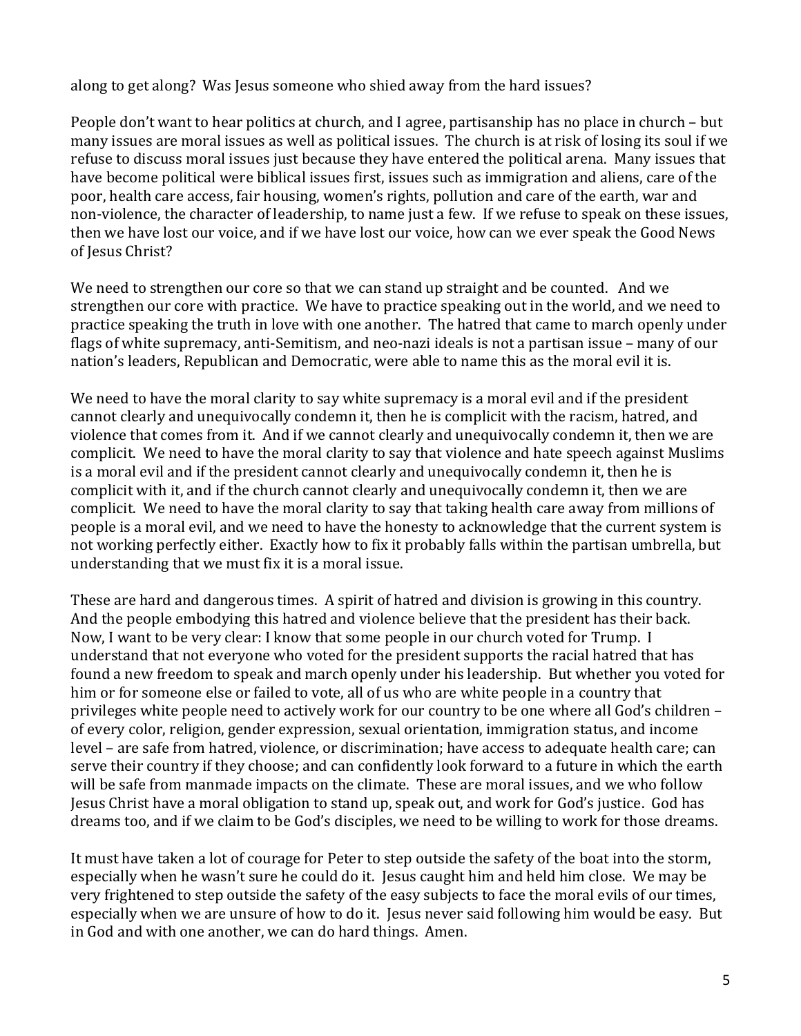along to get along? Was Jesus someone who shied away from the hard issues?

People don't want to hear politics at church, and I agree, partisanship has no place in church – but many issues are moral issues as well as political issues. The church is at risk of losing its soul if we refuse to discuss moral issues just because they have entered the political arena. Many issues that have become political were biblical issues first, issues such as immigration and aliens, care of the poor, health care access, fair housing, women's rights, pollution and care of the earth, war and non-violence, the character of leadership, to name just a few. If we refuse to speak on these issues, then we have lost our voice, and if we have lost our voice, how can we ever speak the Good News of Jesus Christ?

We need to strengthen our core so that we can stand up straight and be counted. And we strengthen our core with practice. We have to practice speaking out in the world, and we need to practice speaking the truth in love with one another. The hatred that came to march openly under flags of white supremacy, anti-Semitism, and neo-nazi ideals is not a partisan issue – many of our nation's leaders, Republican and Democratic, were able to name this as the moral evil it is.

We need to have the moral clarity to say white supremacy is a moral evil and if the president cannot clearly and unequivocally condemn it, then he is complicit with the racism, hatred, and violence that comes from it. And if we cannot clearly and unequivocally condemn it, then we are complicit. We need to have the moral clarity to say that violence and hate speech against Muslims is a moral evil and if the president cannot clearly and unequivocally condemn it, then he is complicit with it, and if the church cannot clearly and unequivocally condemn it, then we are complicit. We need to have the moral clarity to say that taking health care away from millions of people is a moral evil, and we need to have the honesty to acknowledge that the current system is not working perfectly either. Exactly how to fix it probably falls within the partisan umbrella, but understanding that we must fix it is a moral issue.

These are hard and dangerous times. A spirit of hatred and division is growing in this country. And the people embodying this hatred and violence believe that the president has their back. Now, I want to be very clear: I know that some people in our church voted for Trump. I understand that not everyone who voted for the president supports the racial hatred that has found a new freedom to speak and march openly under his leadership. But whether you voted for him or for someone else or failed to vote, all of us who are white people in a country that privileges white people need to actively work for our country to be one where all God's children – of every color, religion, gender expression, sexual orientation, immigration status, and income level – are safe from hatred, violence, or discrimination; have access to adequate health care; can serve their country if they choose; and can confidently look forward to a future in which the earth will be safe from manmade impacts on the climate. These are moral issues, and we who follow Jesus Christ have a moral obligation to stand up, speak out, and work for God's justice. God has dreams too, and if we claim to be God's disciples, we need to be willing to work for those dreams.

It must have taken a lot of courage for Peter to step outside the safety of the boat into the storm, especially when he wasn't sure he could do it. Jesus caught him and held him close. We may be very frightened to step outside the safety of the easy subjects to face the moral evils of our times, especially when we are unsure of how to do it. Jesus never said following him would be easy. But in God and with one another, we can do hard things. Amen.